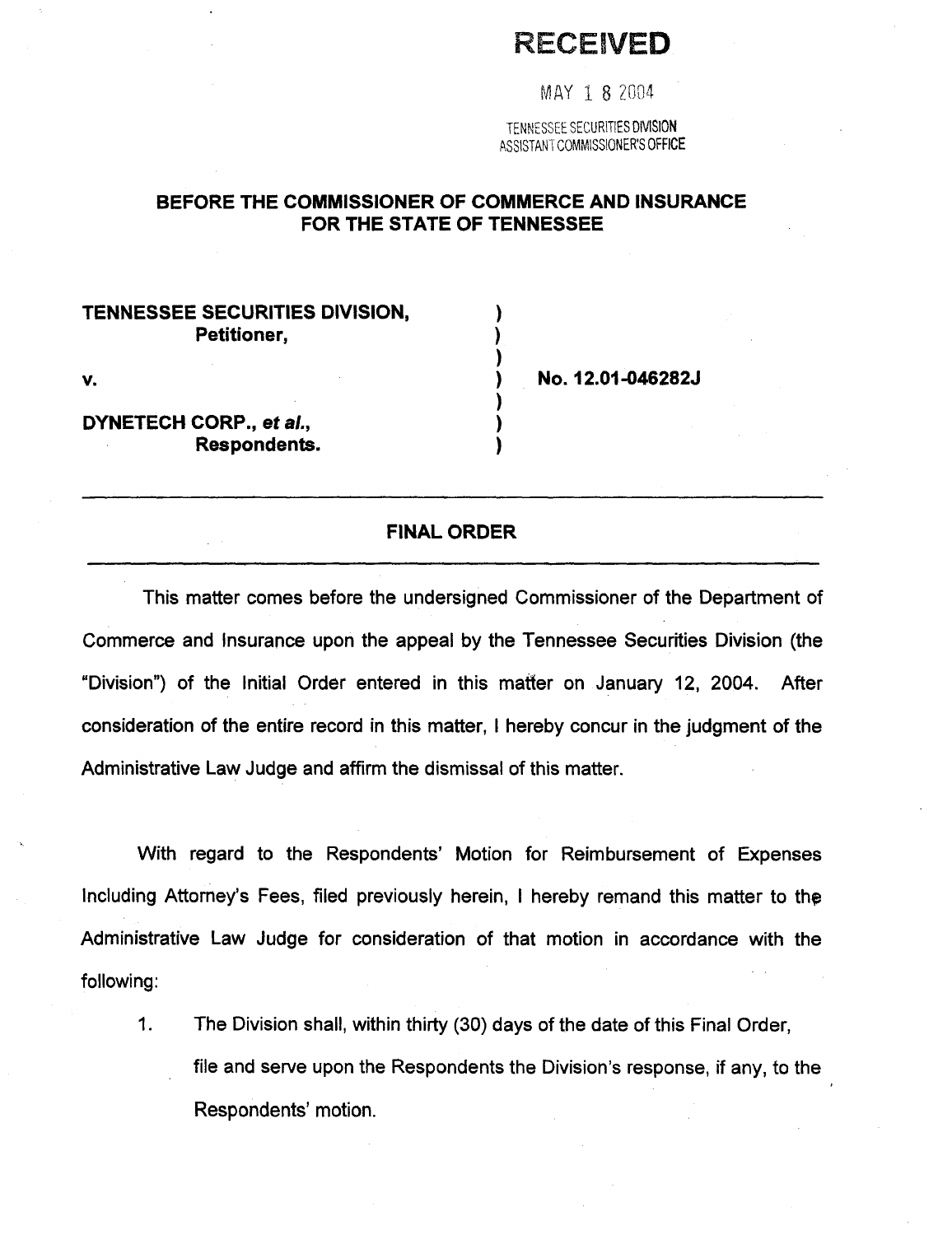**RECEIVED**

MAY 1 8 2004

TENNESSEE SECURITIES DIVISION
ASSISTANT COMMISSIONER'S OFFICE

## BEFORE THE COMMISSIONER OF COMMERCE AND INSURANCE FOR THE STATE OF TENNESSEE

**TENNESSEE SECURITIES DIVISION,**
**Petitioner,**

**v.** **No. 12.01-046282J**

**DYNETECH CORP., *et al.*,**
**Respondents.**

---

## FINAL ORDER

---

This matter comes before the undersigned Commissioner of the Department of Commerce and Insurance upon the appeal by the Tennessee Securities Division (the "Division") of the Initial Order entered in this matter on January 12, 2004. After consideration of the entire record in this matter, I hereby concur in the judgment of the Administrative Law Judge and affirm the dismissal of this matter.

With regard to the Respondents' Motion for Reimbursement of Expenses Including Attorney's Fees, filed previously herein, I hereby remand this matter to the Administrative Law Judge for consideration of that motion in accordance with the following:

1. The Division shall, within thirty (30) days of the date of this Final Order, file and serve upon the Respondents the Division's response, if any, to the Respondents' motion.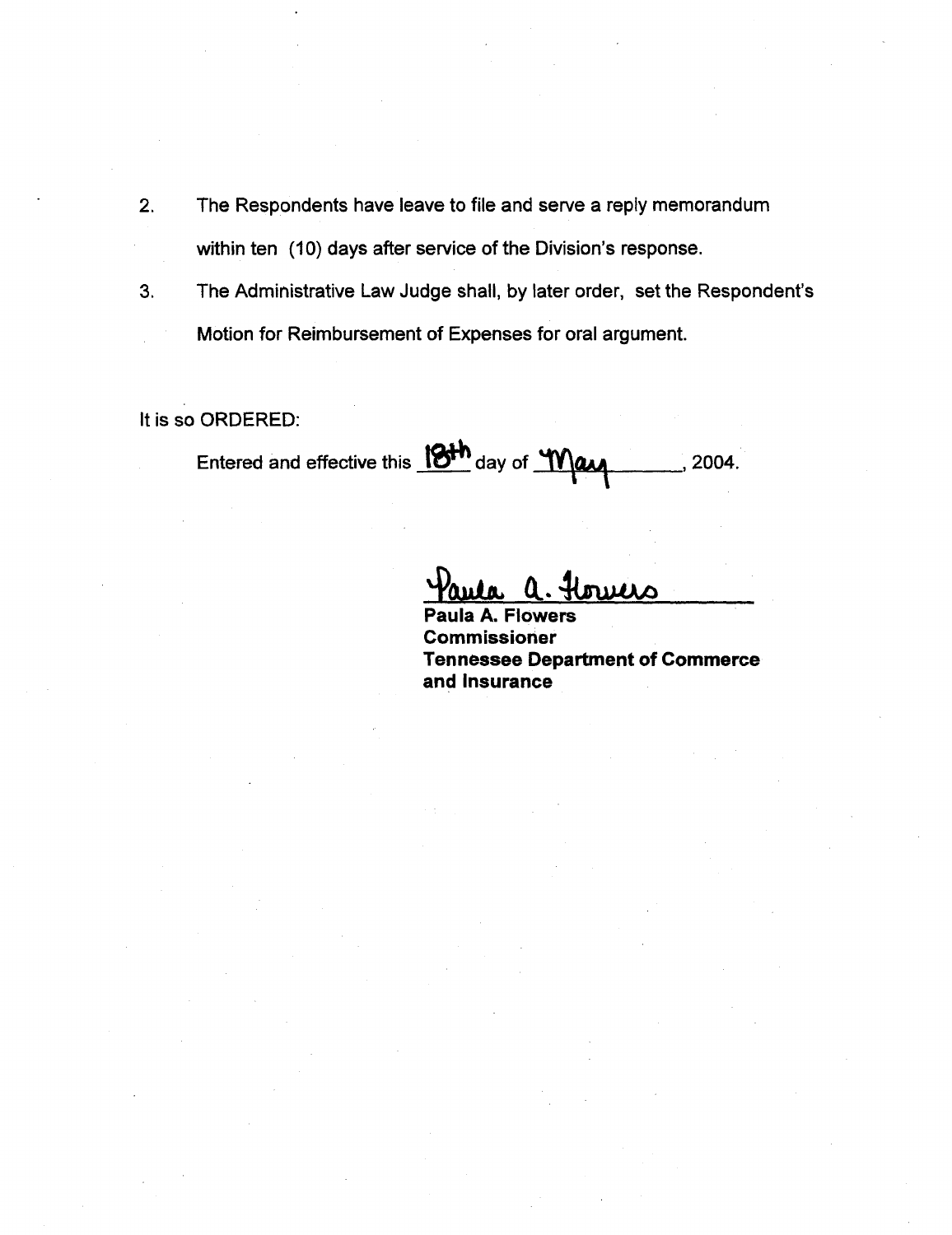2. The Respondents have leave to file and serve a reply memorandum within ten (10) days after service of the Division's response.

3. The Administrative Law Judge shall, by later order, set the Respondent's Motion for Reimbursement of Expenses for oral argument.

It is so ORDERED:

Entered and effective this 18th day of May, 2004.

Paula A. Flowers

**Paula A. Flowers**
**Commissioner**
**Tennessee Department of Commerce and Insurance**